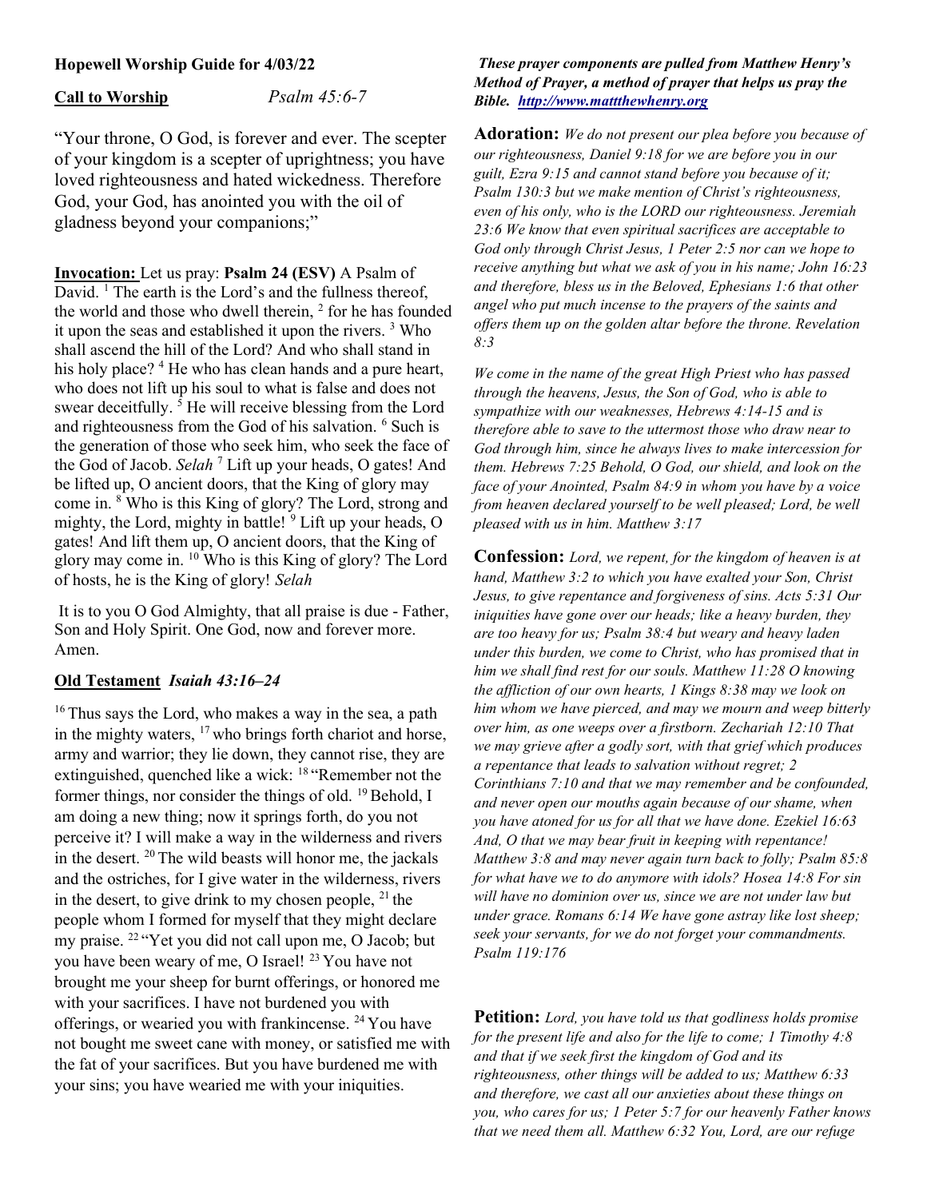**Hopewell Worship Guide for 4/03/22**

**Call to Worship** *Psalm 45:6-7*

"Your throne, O God, is forever and ever. The scepter of your kingdom is a scepter of uprightness; you have loved righteousness and hated wickedness. Therefore God, your God, has anointed you with the oil of gladness beyond your companions;"

**Invocation:** Let us pray: **Psalm 24 (ESV)** A Psalm of David. [1] The earth is the Lord's and the fullness thereof, the world and those who dwell therein, [2] for he has founded it upon the seas and established it upon the rivers. [3] Who shall ascend the hill of the Lord? And who shall stand in his holy place? [4] He who has clean hands and a pure heart, who does not lift up his soul to what is false and does not swear deceitfully. [5] He will receive blessing from the Lord and righteousness from the God of his salvation. [6] Such is the generation of those who seek him, who seek the face of the God of Jacob. *Selah* [7] Lift up your heads, O gates! And be lifted up, O ancient doors, that the King of glory may come in. [8] Who is this King of glory? The Lord, strong and mighty, the Lord, mighty in battle! [9] Lift up your heads, O gates! And lift them up, O ancient doors, that the King of glory may come in. [10] Who is this King of glory? The Lord of hosts, he is the King of glory! *Selah*

It is to you O God Almighty, that all praise is due - Father, Son and Holy Spirit. One God, now and forever more. Amen.

**Old Testament** *Isaiah 43:16–24*

[16] Thus says the Lord, who makes a way in the sea, a path in the mighty waters, [17] who brings forth chariot and horse, army and warrior; they lie down, they cannot rise, they are extinguished, quenched like a wick: [18] "Remember not the former things, nor consider the things of old. [19] Behold, I am doing a new thing; now it springs forth, do you not perceive it? I will make a way in the wilderness and rivers in the desert. [20] The wild beasts will honor me, the jackals and the ostriches, for I give water in the wilderness, rivers in the desert, to give drink to my chosen people, [21] the people whom I formed for myself that they might declare my praise. [22] "Yet you did not call upon me, O Jacob; but you have been weary of me, O Israel! [23] You have not brought me your sheep for burnt offerings, or honored me with your sacrifices. I have not burdened you with offerings, or wearied you with frankincense. [24] You have not bought me sweet cane with money, or satisfied me with the fat of your sacrifices. But you have burdened me with your sins; you have wearied me with your iniquities.

***These prayer components are pulled from Matthew Henry's Method of Prayer, a method of prayer that helps us pray the Bible. [http://www.mattthewhenry.org](http://www.mattthewhenry.org)***

**Adoration:** *We do not present our plea before you because of our righteousness, Daniel 9:18 for we are before you in our guilt, Ezra 9:15 and cannot stand before you because of it; Psalm 130:3 but we make mention of Christ's righteousness, even of his only, who is the LORD our righteousness. Jeremiah 23:6 We know that even spiritual sacrifices are acceptable to God only through Christ Jesus, 1 Peter 2:5 nor can we hope to receive anything but what we ask of you in his name; John 16:23 and therefore, bless us in the Beloved, Ephesians 1:6 that other angel who put much incense to the prayers of the saints and offers them up on the golden altar before the throne. Revelation 8:3*

*We come in the name of the great High Priest who has passed through the heavens, Jesus, the Son of God, who is able to sympathize with our weaknesses, Hebrews 4:14-15 and is therefore able to save to the uttermost those who draw near to God through him, since he always lives to make intercession for them. Hebrews 7:25 Behold, O God, our shield, and look on the face of your Anointed, Psalm 84:9 in whom you have by a voice from heaven declared yourself to be well pleased; Lord, be well pleased with us in him. Matthew 3:17*

**Confession:** *Lord, we repent, for the kingdom of heaven is at hand, Matthew 3:2 to which you have exalted your Son, Christ Jesus, to give repentance and forgiveness of sins. Acts 5:31 Our iniquities have gone over our heads; like a heavy burden, they are too heavy for us; Psalm 38:4 but weary and heavy laden under this burden, we come to Christ, who has promised that in him we shall find rest for our souls. Matthew 11:28 O knowing the affliction of our own hearts, 1 Kings 8:38 may we look on him whom we have pierced, and may we mourn and weep bitterly over him, as one weeps over a firstborn. Zechariah 12:10 That we may grieve after a godly sort, with that grief which produces a repentance that leads to salvation without regret; 2 Corinthians 7:10 and that we may remember and be confounded, and never open our mouths again because of our shame, when you have atoned for us for all that we have done. Ezekiel 16:63 And, O that we may bear fruit in keeping with repentance! Matthew 3:8 and may never again turn back to folly; Psalm 85:8 for what have we to do anymore with idols? Hosea 14:8 For sin will have no dominion over us, since we are not under law but under grace. Romans 6:14 We have gone astray like lost sheep; seek your servants, for we do not forget your commandments. Psalm 119:176*

**Petition:** *Lord, you have told us that godliness holds promise for the present life and also for the life to come; 1 Timothy 4:8 and that if we seek first the kingdom of God and its righteousness, other things will be added to us; Matthew 6:33 and therefore, we cast all our anxieties about these things on you, who cares for us; 1 Peter 5:7 for our heavenly Father knows that we need them all. Matthew 6:32 You, Lord, are our refuge*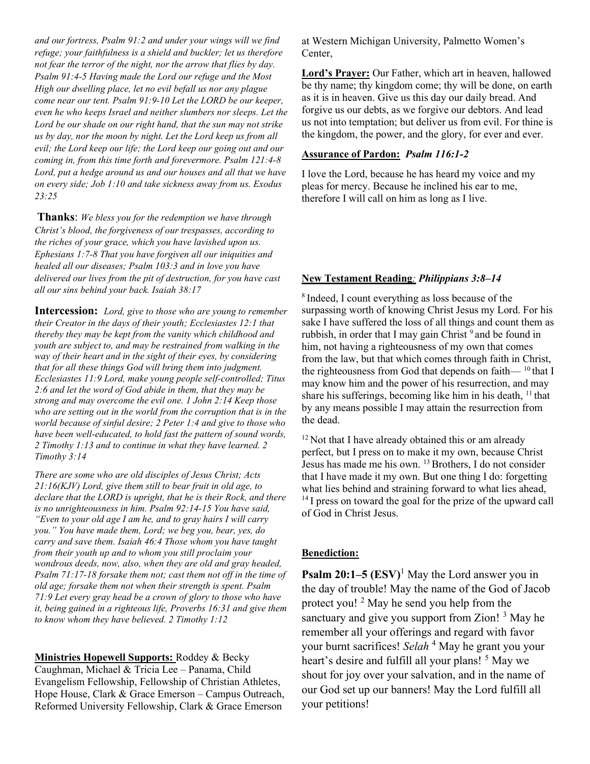*and our fortress, Psalm 91:2 and under your wings will we find refuge; your faithfulness is a shield and buckler; let us therefore not fear the terror of the night, nor the arrow that flies by day. Psalm 91:4-5 Having made the Lord our refuge and the Most High our dwelling place, let no evil befall us nor any plague come near our tent. Psalm 91:9-10 Let the LORD be our keeper, even he who keeps Israel and neither slumbers nor sleeps. Let the Lord be our shade on our right hand, that the sun may not strike us by day, nor the moon by night. Let the Lord keep us from all evil; the Lord keep our life; the Lord keep our going out and our coming in, from this time forth and forevermore. Psalm 121:4-8 Lord, put a hedge around us and our houses and all that we have on every side; Job 1:10 and take sickness away from us. Exodus 23:25*

**Thanks**: *We bless you for the redemption we have through Christ's blood, the forgiveness of our trespasses, according to the riches of your grace, which you have lavished upon us. Ephesians 1:7-8 That you have forgiven all our iniquities and healed all our diseases; Psalm 103:3 and in love you have delivered our lives from the pit of destruction, for you have cast all our sins behind your back. Isaiah 38:17*

**Intercession:** *Lord, give to those who are young to remember their Creator in the days of their youth; Ecclesiastes 12:1 that thereby they may be kept from the vanity which childhood and youth are subject to, and may be restrained from walking in the way of their heart and in the sight of their eyes, by considering that for all these things God will bring them into judgment. Ecclesiastes 11:9 Lord, make young people self-controlled; Titus 2:6 and let the word of God abide in them, that they may be strong and may overcome the evil one. 1 John 2:14 Keep those who are setting out in the world from the corruption that is in the world because of sinful desire; 2 Peter 1:4 and give to those who have been well-educated, to hold fast the pattern of sound words, 2 Timothy 1:13 and to continue in what they have learned. 2 Timothy 3:14*

*There are some who are old disciples of Jesus Christ; Acts 21:16(KJV) Lord, give them still to bear fruit in old age, to declare that the LORD is upright, that he is their Rock, and there is no unrighteousness in him. Psalm 92:14-15 You have said, "Even to your old age I am he, and to gray hairs I will carry you." You have made them, Lord; we beg you, bear, yes, do carry and save them. Isaiah 46:4 Those whom you have taught from their youth up and to whom you still proclaim your wondrous deeds, now, also, when they are old and gray headed, Psalm 71:17-18 forsake them not; cast them not off in the time of old age; forsake them not when their strength is spent. Psalm 71:9 Let every gray head be a crown of glory to those who have it, being gained in a righteous life, Proverbs 16:31 and give them to know whom they have believed. 2 Timothy 1:12*

**Ministries Hopewell Supports:** Roddey & Becky Caughman, Michael & Tricia Lee – Panama, Child Evangelism Fellowship, Fellowship of Christian Athletes, Hope House, Clark & Grace Emerson – Campus Outreach, Reformed University Fellowship, Clark & Grace Emerson at Western Michigan University, Palmetto Women's Center,

**Lord's Prayer:** Our Father, which art in heaven, hallowed be thy name; thy kingdom come; thy will be done, on earth as it is in heaven. Give us this day our daily bread. And forgive us our debts, as we forgive our debtors. And lead us not into temptation; but deliver us from evil. For thine is the kingdom, the power, and the glory, for ever and ever.

**Assurance of Pardon:** ***Psalm 116:1-2***

I love the Lord, because he has heard my voice and my pleas for mercy. Because he inclined his ear to me, therefore I will call on him as long as I live.

**New Testament Reading***:* ***Philippians 3:8–14***

[8] Indeed, I count everything as loss because of the surpassing worth of knowing Christ Jesus my Lord. For his sake I have suffered the loss of all things and count them as rubbish, in order that I may gain Christ [9] and be found in him, not having a righteousness of my own that comes from the law, but that which comes through faith in Christ, the righteousness from God that depends on faith— [10] that I may know him and the power of his resurrection, and may share his sufferings, becoming like him in his death, [11] that by any means possible I may attain the resurrection from the dead.

[12] Not that I have already obtained this or am already perfect, but I press on to make it my own, because Christ Jesus has made me his own. [13] Brothers, I do not consider that I have made it my own. But one thing I do: forgetting what lies behind and straining forward to what lies ahead, [14] I press on toward the goal for the prize of the upward call of God in Christ Jesus.

**Benediction:**

**Psalm 20:1–5 (ESV)**[1] May the Lord answer you in the day of trouble! May the name of the God of Jacob protect you! [2] May he send you help from the sanctuary and give you support from Zion! [3] May he remember all your offerings and regard with favor your burnt sacrifices! *Selah* [4] May he grant you your heart's desire and fulfill all your plans! [5] May we shout for joy over your salvation, and in the name of our God set up our banners! May the Lord fulfill all your petitions!